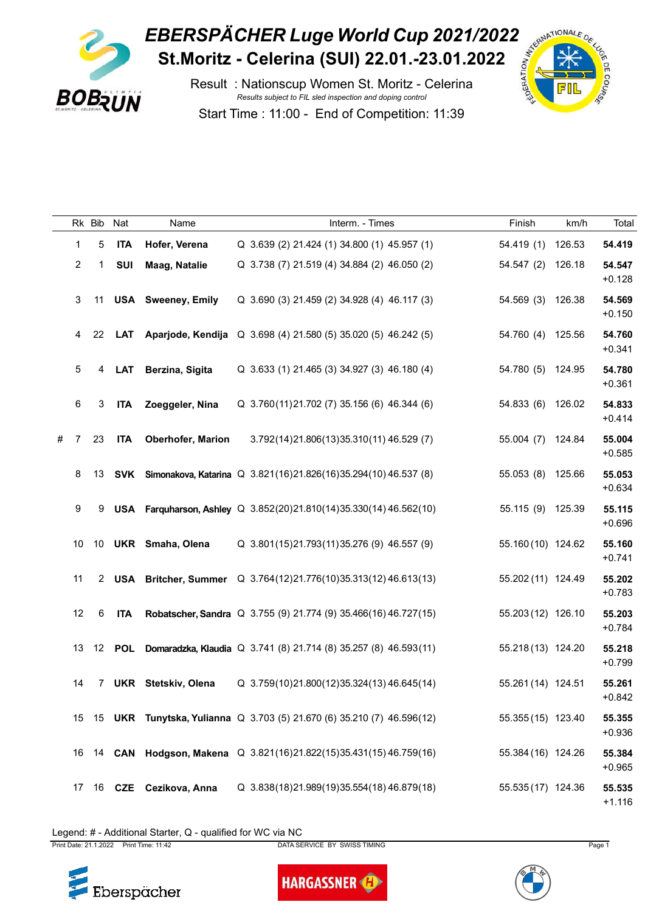# EBERSPÄCHER Luge World Cup 2021/2022

## St.Moritz - Celerina (SUI) 22.01.-23.01.2022

Result : Nationscup Women St. Moritz - Celerina

*Results subject to FIL sled inspection and doping control*

Start Time : 11:00 - End of Competition: 11:39

| | Rk | Bib | Nat | Name | | Interm. - Times | | | | Finish | km/h | Total |
|---|---|---|---|---|---|---|---|---|---|---|---|---|
| | 1 | 5 | **ITA** | **Hofer, Verena** | Q | 3.639 (2) | 21.424 (1) | 34.800 (1) | 45.957 (1) | 54.419 (1) | 126.53 | **54.419** |
| | 2 | 1 | **SUI** | **Maag, Natalie** | Q | 3.738 (7) | 21.519 (4) | 34.884 (2) | 46.050 (2) | 54.547 (2) | 126.18 | **54.547** +0.128 |
| | 3 | 11 | **USA** | **Sweeney, Emily** | Q | 3.690 (3) | 21.459 (2) | 34.928 (4) | 46.117 (3) | 54.569 (3) | 126.38 | **54.569** +0.150 |
| | 4 | 22 | **LAT** | **Aparjode, Kendija** | Q | 3.698 (4) | 21.580 (5) | 35.020 (5) | 46.242 (5) | 54.760 (4) | 125.56 | **54.760** +0.341 |
| | 5 | 4 | **LAT** | **Berzina, Sigita** | Q | 3.633 (1) | 21.465 (3) | 34.927 (3) | 46.180 (4) | 54.780 (5) | 124.95 | **54.780** +0.361 |
| | 6 | 3 | **ITA** | **Zoeggeler, Nina** | Q | 3.760 (11) | 21.702 (7) | 35.156 (6) | 46.344 (6) | 54.833 (6) | 126.02 | **54.833** +0.414 |
| # | 7 | 23 | **ITA** | **Oberhofer, Marion** | | 3.792 (14) | 21.806 (13) | 35.310 (11) | 46.529 (7) | 55.004 (7) | 124.84 | **55.004** +0.585 |
| | 8 | 13 | **SVK** | **Simonakova, Katarina** | Q | 3.821 (16) | 21.826 (16) | 35.294 (10) | 46.537 (8) | 55.053 (8) | 125.66 | **55.053** +0.634 |
| | 9 | 9 | **USA** | **Farquharson, Ashley** | Q | 3.852 (20) | 21.810 (14) | 35.330 (14) | 46.562 (10) | 55.115 (9) | 125.39 | **55.115** +0.696 |
| | 10 | 10 | **UKR** | **Smaha, Olena** | Q | 3.801 (15) | 21.793 (11) | 35.276 (9) | 46.557 (9) | 55.160 (10) | 124.62 | **55.160** +0.741 |
| | 11 | 2 | **USA** | **Britcher, Summer** | Q | 3.764 (12) | 21.776 (10) | 35.313 (12) | 46.613 (13) | 55.202 (11) | 124.49 | **55.202** +0.783 |
| | 12 | 6 | **ITA** | **Robatscher, Sandra** | Q | 3.755 (9) | 21.774 (9) | 35.466 (16) | 46.727 (15) | 55.203 (12) | 126.10 | **55.203** +0.784 |
| | 13 | 12 | **POL** | **Domaradzka, Klaudia** | Q | 3.741 (8) | 21.714 (8) | 35.257 (8) | 46.593 (11) | 55.218 (13) | 124.20 | **55.218** +0.799 |
| | 14 | 7 | **UKR** | **Stetskiv, Olena** | Q | 3.759 (10) | 21.800 (12) | 35.324 (13) | 46.645 (14) | 55.261 (14) | 124.51 | **55.261** +0.842 |
| | 15 | 15 | **UKR** | **Tunytska, Yulianna** | Q | 3.703 (5) | 21.670 (6) | 35.210 (7) | 46.596 (12) | 55.355 (15) | 123.40 | **55.355** +0.936 |
| | 16 | 14 | **CAN** | **Hodgson, Makena** | Q | 3.821 (16) | 21.822 (15) | 35.431 (15) | 46.759 (16) | 55.384 (16) | 124.26 | **55.384** +0.965 |
| | 17 | 16 | **CZE** | **Cezikova, Anna** | Q | 3.838 (18) | 21.989 (19) | 35.554 (18) | 46.879 (18) | 55.535 (17) | 124.36 | **55.535** +1.116 |

Legend: # - Additional Starter, Q - qualified for WC via NC

Print Date: 21.1.2022 Print Time: 11:42 DATA SERVICE BY SWISS TIMING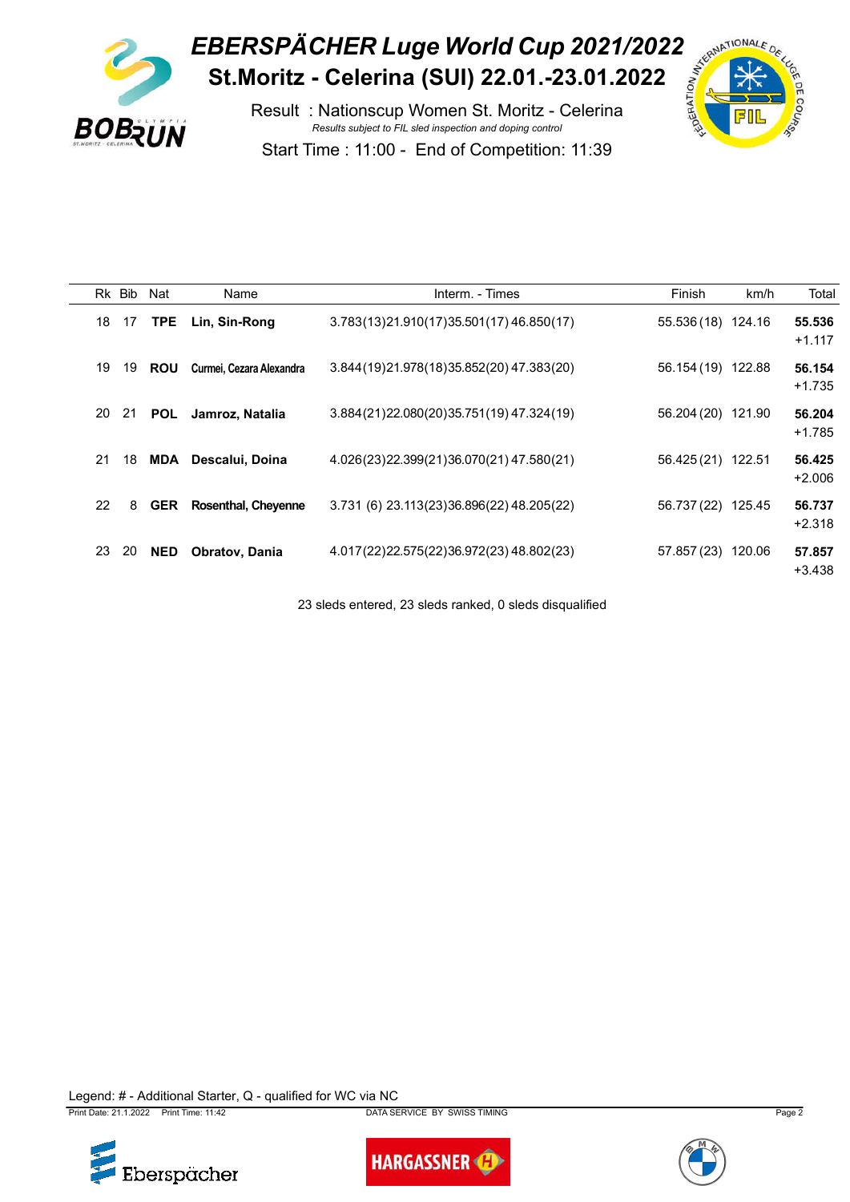# EBERSPÄCHER Luge World Cup 2021/2022

## St.Moritz - Celerina (SUI) 22.01.-23.01.2022

Result : Nationscup Women St. Moritz - Celerina

*Results subject to FIL sled inspection and doping control*

Start Time : 11:00 - End of Competition: 11:39

| Rk | Bib | Nat | Name | Interm. - Times | Finish | km/h | Total |
|---|---|---|---|---|---|---|---|
| 18 | 17 | **TPE** | **Lin, Sin-Rong** | 3.783(13) 21.910(17) 35.501(17) 46.850(17) | 55.536 (18) | 124.16 | **55.536** +1.117 |
| 19 | 19 | **ROU** | **Curmei, Cezara Alexandra** | 3.844(19) 21.978(18) 35.852(20) 47.383(20) | 56.154 (19) | 122.88 | **56.154** +1.735 |
| 20 | 21 | **POL** | **Jamroz, Natalia** | 3.884(21) 22.080(20) 35.751(19) 47.324(19) | 56.204 (20) | 121.90 | **56.204** +1.785 |
| 21 | 18 | **MDA** | **Descalui, Doina** | 4.026(23) 22.399(21) 36.070(21) 47.580(21) | 56.425 (21) | 122.51 | **56.425** +2.006 |
| 22 | 8 | **GER** | **Rosenthal, Cheyenne** | 3.731 (6) 23.113(23) 36.896(22) 48.205(22) | 56.737 (22) | 125.45 | **56.737** +2.318 |
| 23 | 20 | **NED** | **Obratov, Dania** | 4.017(22) 22.575(22) 36.972(23) 48.802(23) | 57.857 (23) | 120.06 | **57.857** +3.438 |

23 sleds entered, 23 sleds ranked, 0 sleds disqualified

Legend: # - Additional Starter, Q - qualified for WC via NC

Print Date: 21.1.2022 Print Time: 11:42 DATA SERVICE BY SWISS TIMING